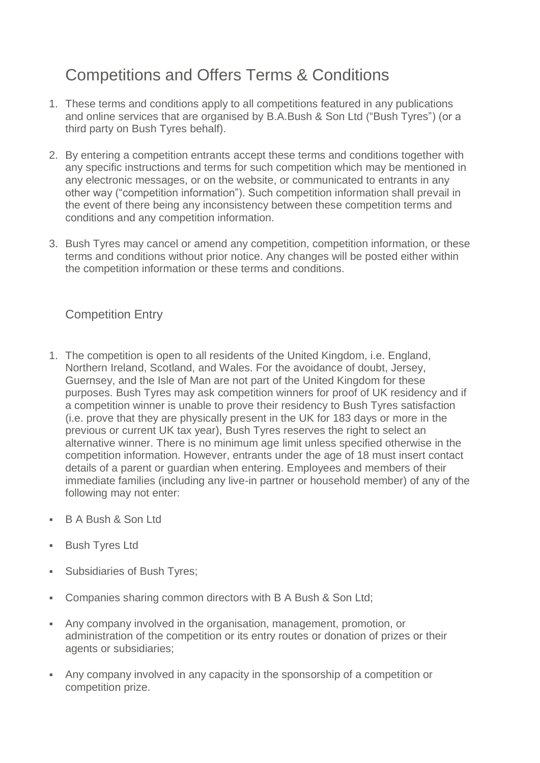# Competitions and Offers Terms & Conditions

1. These terms and conditions apply to all competitions featured in any publications and online services that are organised by B.A.Bush & Son Ltd ("Bush Tyres") (or a third party on Bush Tyres behalf).

2. By entering a competition entrants accept these terms and conditions together with any specific instructions and terms for such competition which may be mentioned in any electronic messages, or on the website, or communicated to entrants in any other way ("competition information"). Such competition information shall prevail in the event of there being any inconsistency between these competition terms and conditions and any competition information.

3. Bush Tyres may cancel or amend any competition, competition information, or these terms and conditions without prior notice. Any changes will be posted either within the competition information or these terms and conditions.

## Competition Entry

1. The competition is open to all residents of the United Kingdom, i.e. England, Northern Ireland, Scotland, and Wales. For the avoidance of doubt, Jersey, Guernsey, and the Isle of Man are not part of the United Kingdom for these purposes. Bush Tyres may ask competition winners for proof of UK residency and if a competition winner is unable to prove their residency to Bush Tyres satisfaction (i.e. prove that they are physically present in the UK for 183 days or more in the previous or current UK tax year), Bush Tyres reserves the right to select an alternative winner. There is no minimum age limit unless specified otherwise in the competition information. However, entrants under the age of 18 must insert contact details of a parent or guardian when entering. Employees and members of their immediate families (including any live-in partner or household member) of any of the following may not enter:

- B A Bush & Son Ltd
- Bush Tyres Ltd
- Subsidiaries of Bush Tyres;
- Companies sharing common directors with B A Bush & Son Ltd;
- Any company involved in the organisation, management, promotion, or administration of the competition or its entry routes or donation of prizes or their agents or subsidiaries;
- Any company involved in any capacity in the sponsorship of a competition or competition prize.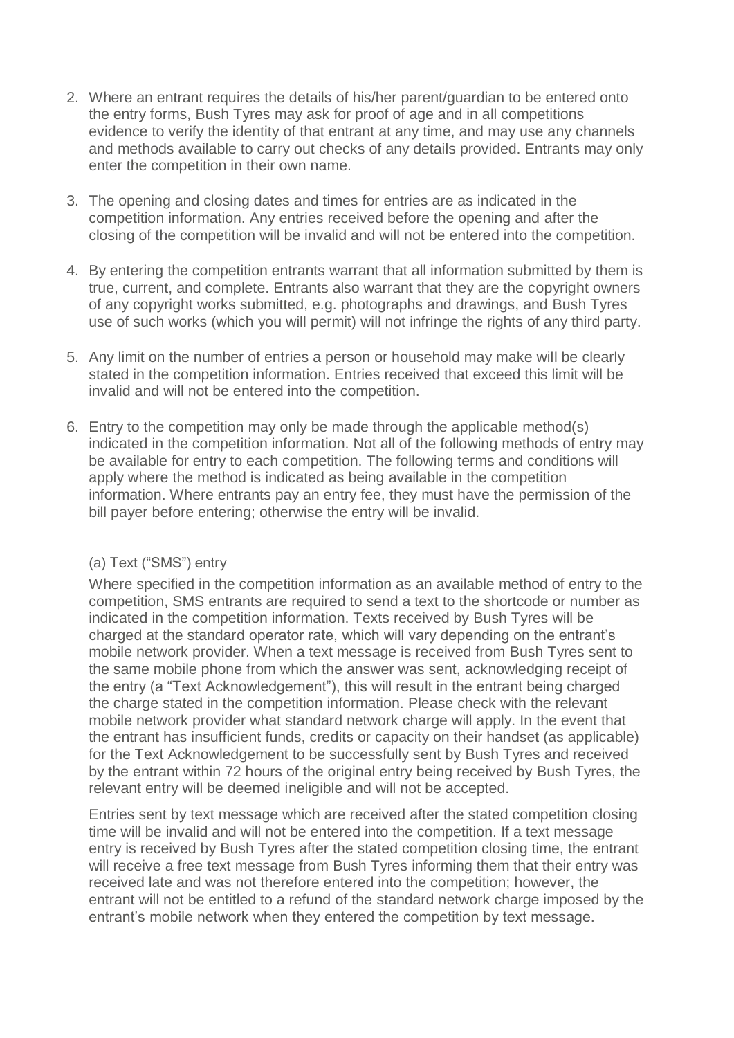2. Where an entrant requires the details of his/her parent/guardian to be entered onto the entry forms, Bush Tyres may ask for proof of age and in all competitions evidence to verify the identity of that entrant at any time, and may use any channels and methods available to carry out checks of any details provided. Entrants may only enter the competition in their own name.

3. The opening and closing dates and times for entries are as indicated in the competition information. Any entries received before the opening and after the closing of the competition will be invalid and will not be entered into the competition.

4. By entering the competition entrants warrant that all information submitted by them is true, current, and complete. Entrants also warrant that they are the copyright owners of any copyright works submitted, e.g. photographs and drawings, and Bush Tyres use of such works (which you will permit) will not infringe the rights of any third party.

5. Any limit on the number of entries a person or household may make will be clearly stated in the competition information. Entries received that exceed this limit will be invalid and will not be entered into the competition.

6. Entry to the competition may only be made through the applicable method(s) indicated in the competition information. Not all of the following methods of entry may be available for entry to each competition. The following terms and conditions will apply where the method is indicated as being available in the competition information. Where entrants pay an entry fee, they must have the permission of the bill payer before entering; otherwise the entry will be invalid.

   (a) Text ("SMS") entry

   Where specified in the competition information as an available method of entry to the competition, SMS entrants are required to send a text to the shortcode or number as indicated in the competition information. Texts received by Bush Tyres will be charged at the standard operator rate, which will vary depending on the entrant's mobile network provider. When a text message is received from Bush Tyres sent to the same mobile phone from which the answer was sent, acknowledging receipt of the entry (a "Text Acknowledgement"), this will result in the entrant being charged the charge stated in the competition information. Please check with the relevant mobile network provider what standard network charge will apply. In the event that the entrant has insufficient funds, credits or capacity on their handset (as applicable) for the Text Acknowledgement to be successfully sent by Bush Tyres and received by the entrant within 72 hours of the original entry being received by Bush Tyres, the relevant entry will be deemed ineligible and will not be accepted.

   Entries sent by text message which are received after the stated competition closing time will be invalid and will not be entered into the competition. If a text message entry is received by Bush Tyres after the stated competition closing time, the entrant will receive a free text message from Bush Tyres informing them that their entry was received late and was not therefore entered into the competition; however, the entrant will not be entitled to a refund of the standard network charge imposed by the entrant's mobile network when they entered the competition by text message.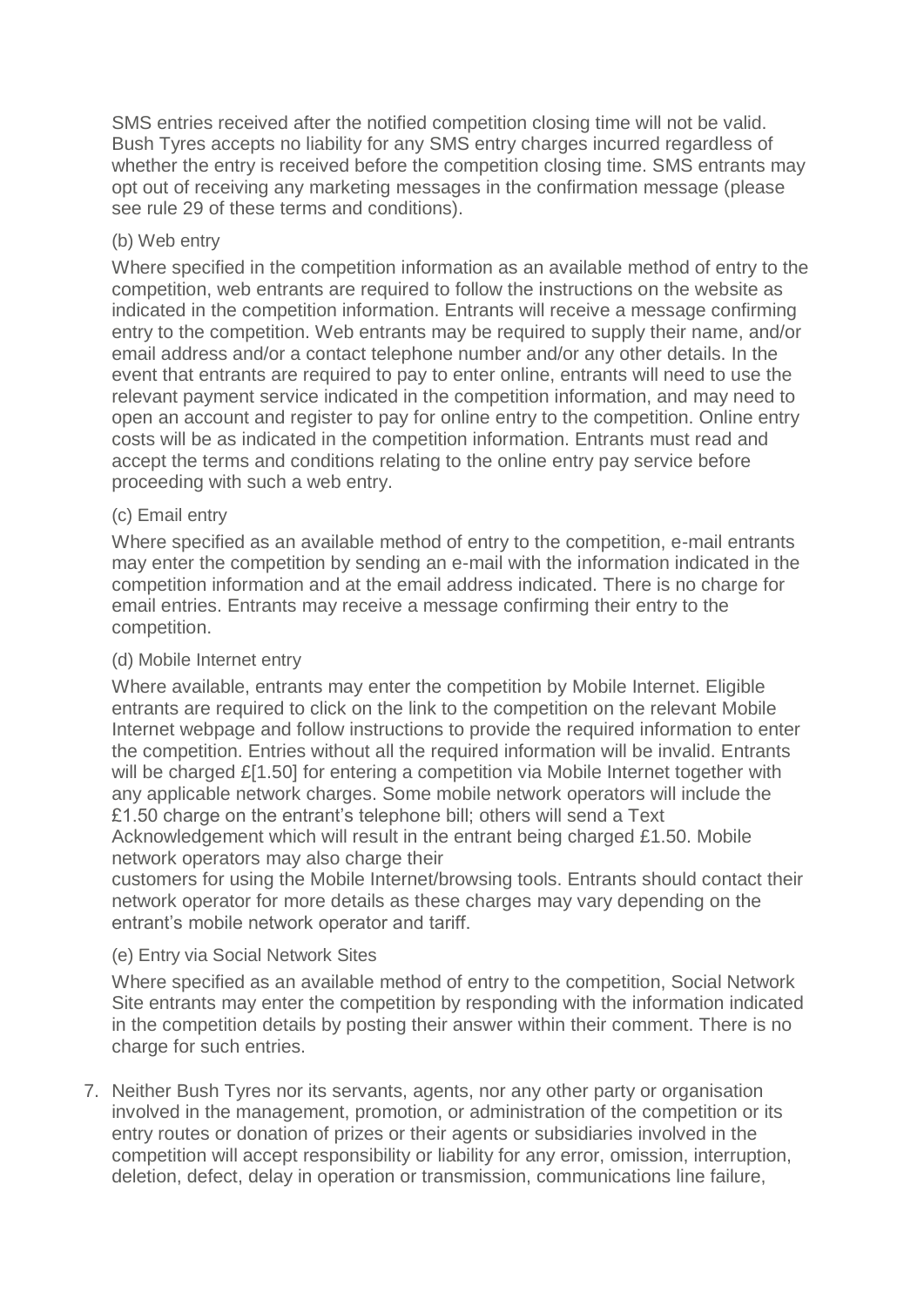SMS entries received after the notified competition closing time will not be valid. Bush Tyres accepts no liability for any SMS entry charges incurred regardless of whether the entry is received before the competition closing time. SMS entrants may opt out of receiving any marketing messages in the confirmation message (please see rule 29 of these terms and conditions).

(b) Web entry

Where specified in the competition information as an available method of entry to the competition, web entrants are required to follow the instructions on the website as indicated in the competition information. Entrants will receive a message confirming entry to the competition. Web entrants may be required to supply their name, and/or email address and/or a contact telephone number and/or any other details. In the event that entrants are required to pay to enter online, entrants will need to use the relevant payment service indicated in the competition information, and may need to open an account and register to pay for online entry to the competition. Online entry costs will be as indicated in the competition information. Entrants must read and accept the terms and conditions relating to the online entry pay service before proceeding with such a web entry.

(c) Email entry

Where specified as an available method of entry to the competition, e-mail entrants may enter the competition by sending an e-mail with the information indicated in the competition information and at the email address indicated. There is no charge for email entries. Entrants may receive a message confirming their entry to the competition.

(d) Mobile Internet entry

Where available, entrants may enter the competition by Mobile Internet. Eligible entrants are required to click on the link to the competition on the relevant Mobile Internet webpage and follow instructions to provide the required information to enter the competition. Entries without all the required information will be invalid. Entrants will be charged £[1.50] for entering a competition via Mobile Internet together with any applicable network charges. Some mobile network operators will include the £1.50 charge on the entrant's telephone bill; others will send a Text Acknowledgement which will result in the entrant being charged £1.50. Mobile network operators may also charge their customers for using the Mobile Internet/browsing tools. Entrants should contact their network operator for more details as these charges may vary depending on the entrant's mobile network operator and tariff.

(e) Entry via Social Network Sites

Where specified as an available method of entry to the competition, Social Network Site entrants may enter the competition by responding with the information indicated in the competition details by posting their answer within their comment. There is no charge for such entries.

7. Neither Bush Tyres nor its servants, agents, nor any other party or organisation involved in the management, promotion, or administration of the competition or its entry routes or donation of prizes or their agents or subsidiaries involved in the competition will accept responsibility or liability for any error, omission, interruption, deletion, defect, delay in operation or transmission, communications line failure,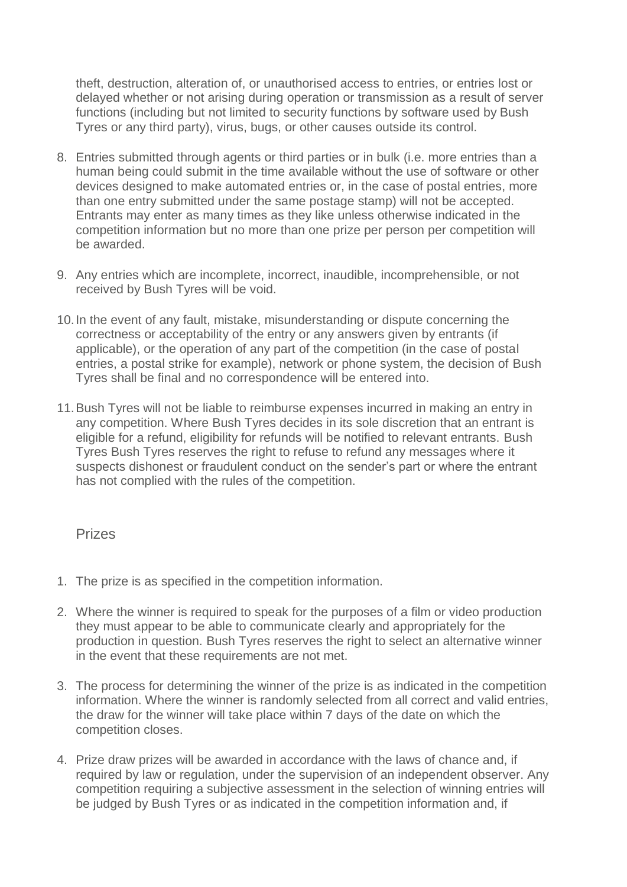theft, destruction, alteration of, or unauthorised access to entries, or entries lost or delayed whether or not arising during operation or transmission as a result of server functions (including but not limited to security functions by software used by Bush Tyres or any third party), virus, bugs, or other causes outside its control.

8. Entries submitted through agents or third parties or in bulk (i.e. more entries than a human being could submit in the time available without the use of software or other devices designed to make automated entries or, in the case of postal entries, more than one entry submitted under the same postage stamp) will not be accepted. Entrants may enter as many times as they like unless otherwise indicated in the competition information but no more than one prize per person per competition will be awarded.

9. Any entries which are incomplete, incorrect, inaudible, incomprehensible, or not received by Bush Tyres will be void.

10. In the event of any fault, mistake, misunderstanding or dispute concerning the correctness or acceptability of the entry or any answers given by entrants (if applicable), or the operation of any part of the competition (in the case of postal entries, a postal strike for example), network or phone system, the decision of Bush Tyres shall be final and no correspondence will be entered into.

11. Bush Tyres will not be liable to reimburse expenses incurred in making an entry in any competition. Where Bush Tyres decides in its sole discretion that an entrant is eligible for a refund, eligibility for refunds will be notified to relevant entrants. Bush Tyres Bush Tyres reserves the right to refuse to refund any messages where it suspects dishonest or fraudulent conduct on the sender's part or where the entrant has not complied with the rules of the competition.

## Prizes

1. The prize is as specified in the competition information.

2. Where the winner is required to speak for the purposes of a film or video production they must appear to be able to communicate clearly and appropriately for the production in question. Bush Tyres reserves the right to select an alternative winner in the event that these requirements are not met.

3. The process for determining the winner of the prize is as indicated in the competition information. Where the winner is randomly selected from all correct and valid entries, the draw for the winner will take place within 7 days of the date on which the competition closes.

4. Prize draw prizes will be awarded in accordance with the laws of chance and, if required by law or regulation, under the supervision of an independent observer. Any competition requiring a subjective assessment in the selection of winning entries will be judged by Bush Tyres or as indicated in the competition information and, if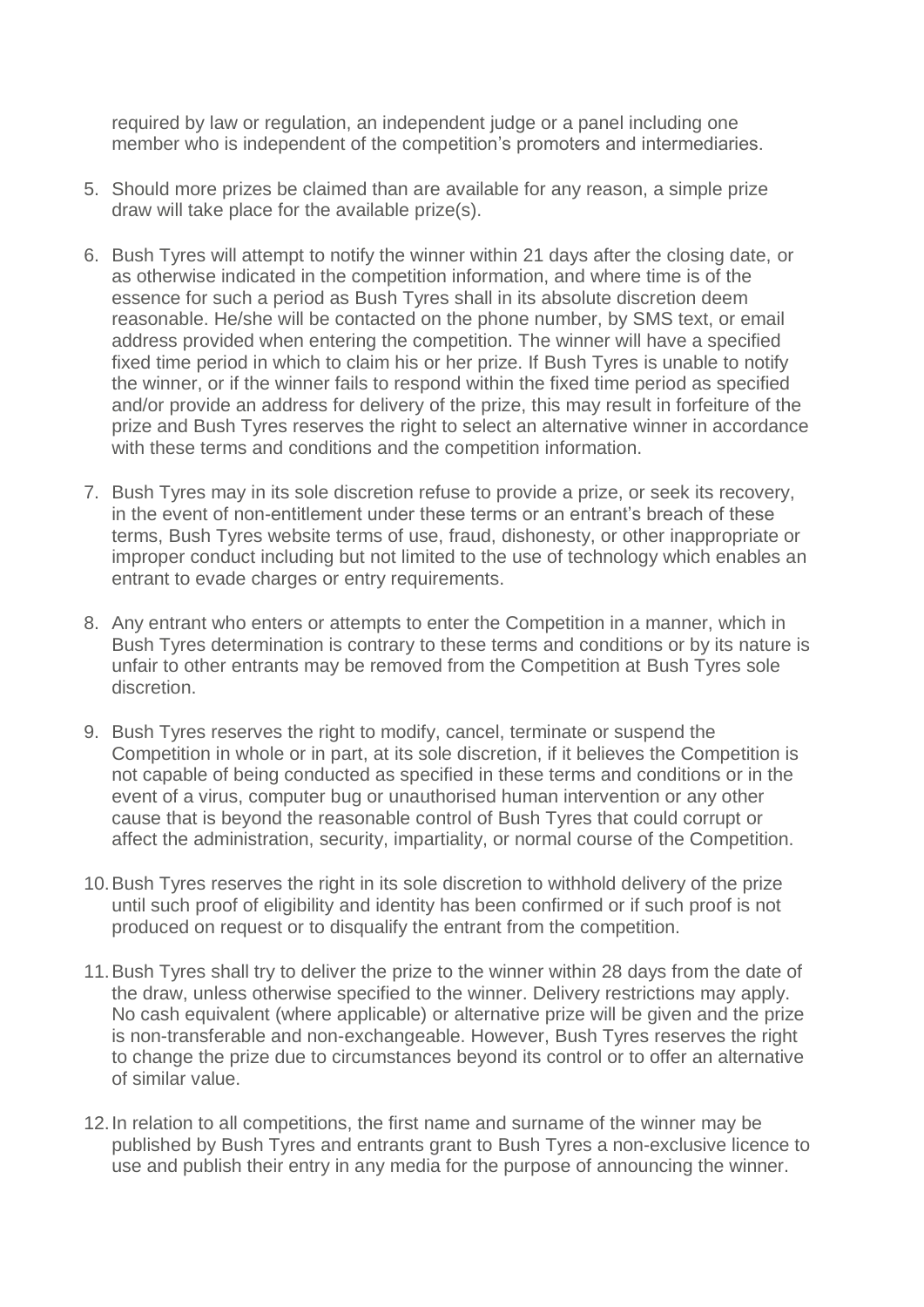required by law or regulation, an independent judge or a panel including one member who is independent of the competition's promoters and intermediaries.

5. Should more prizes be claimed than are available for any reason, a simple prize draw will take place for the available prize(s).

6. Bush Tyres will attempt to notify the winner within 21 days after the closing date, or as otherwise indicated in the competition information, and where time is of the essence for such a period as Bush Tyres shall in its absolute discretion deem reasonable. He/she will be contacted on the phone number, by SMS text, or email address provided when entering the competition. The winner will have a specified fixed time period in which to claim his or her prize. If Bush Tyres is unable to notify the winner, or if the winner fails to respond within the fixed time period as specified and/or provide an address for delivery of the prize, this may result in forfeiture of the prize and Bush Tyres reserves the right to select an alternative winner in accordance with these terms and conditions and the competition information.

7. Bush Tyres may in its sole discretion refuse to provide a prize, or seek its recovery, in the event of non-entitlement under these terms or an entrant's breach of these terms, Bush Tyres website terms of use, fraud, dishonesty, or other inappropriate or improper conduct including but not limited to the use of technology which enables an entrant to evade charges or entry requirements.

8. Any entrant who enters or attempts to enter the Competition in a manner, which in Bush Tyres determination is contrary to these terms and conditions or by its nature is unfair to other entrants may be removed from the Competition at Bush Tyres sole discretion.

9. Bush Tyres reserves the right to modify, cancel, terminate or suspend the Competition in whole or in part, at its sole discretion, if it believes the Competition is not capable of being conducted as specified in these terms and conditions or in the event of a virus, computer bug or unauthorised human intervention or any other cause that is beyond the reasonable control of Bush Tyres that could corrupt or affect the administration, security, impartiality, or normal course of the Competition.

10. Bush Tyres reserves the right in its sole discretion to withhold delivery of the prize until such proof of eligibility and identity has been confirmed or if such proof is not produced on request or to disqualify the entrant from the competition.

11. Bush Tyres shall try to deliver the prize to the winner within 28 days from the date of the draw, unless otherwise specified to the winner. Delivery restrictions may apply. No cash equivalent (where applicable) or alternative prize will be given and the prize is non-transferable and non-exchangeable. However, Bush Tyres reserves the right to change the prize due to circumstances beyond its control or to offer an alternative of similar value.

12. In relation to all competitions, the first name and surname of the winner may be published by Bush Tyres and entrants grant to Bush Tyres a non-exclusive licence to use and publish their entry in any media for the purpose of announcing the winner.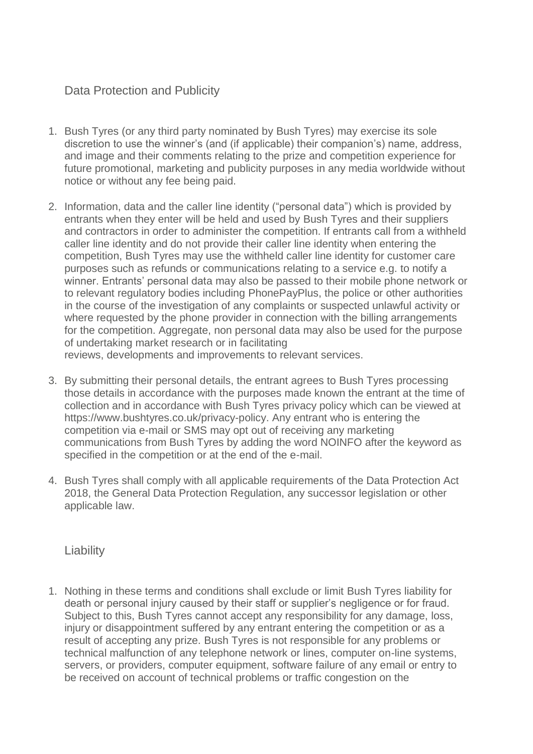## Data Protection and Publicity

1. Bush Tyres (or any third party nominated by Bush Tyres) may exercise its sole discretion to use the winner's (and (if applicable) their companion's) name, address, and image and their comments relating to the prize and competition experience for future promotional, marketing and publicity purposes in any media worldwide without notice or without any fee being paid.

2. Information, data and the caller line identity ("personal data") which is provided by entrants when they enter will be held and used by Bush Tyres and their suppliers and contractors in order to administer the competition. If entrants call from a withheld caller line identity and do not provide their caller line identity when entering the competition, Bush Tyres may use the withheld caller line identity for customer care purposes such as refunds or communications relating to a service e.g. to notify a winner. Entrants' personal data may also be passed to their mobile phone network or to relevant regulatory bodies including PhonePayPlus, the police or other authorities in the course of the investigation of any complaints or suspected unlawful activity or where requested by the phone provider in connection with the billing arrangements for the competition. Aggregate, non personal data may also be used for the purpose of undertaking market research or in facilitating reviews, developments and improvements to relevant services.

3. By submitting their personal details, the entrant agrees to Bush Tyres processing those details in accordance with the purposes made known the entrant at the time of collection and in accordance with Bush Tyres privacy policy which can be viewed at https://www.bushtyres.co.uk/privacy-policy. Any entrant who is entering the competition via e-mail or SMS may opt out of receiving any marketing communications from Bush Tyres by adding the word NOINFO after the keyword as specified in the competition or at the end of the e-mail.

4. Bush Tyres shall comply with all applicable requirements of the Data Protection Act 2018, the General Data Protection Regulation, any successor legislation or other applicable law.

## Liability

1. Nothing in these terms and conditions shall exclude or limit Bush Tyres liability for death or personal injury caused by their staff or supplier's negligence or for fraud. Subject to this, Bush Tyres cannot accept any responsibility for any damage, loss, injury or disappointment suffered by any entrant entering the competition or as a result of accepting any prize. Bush Tyres is not responsible for any problems or technical malfunction of any telephone network or lines, computer on-line systems, servers, or providers, computer equipment, software failure of any email or entry to be received on account of technical problems or traffic congestion on the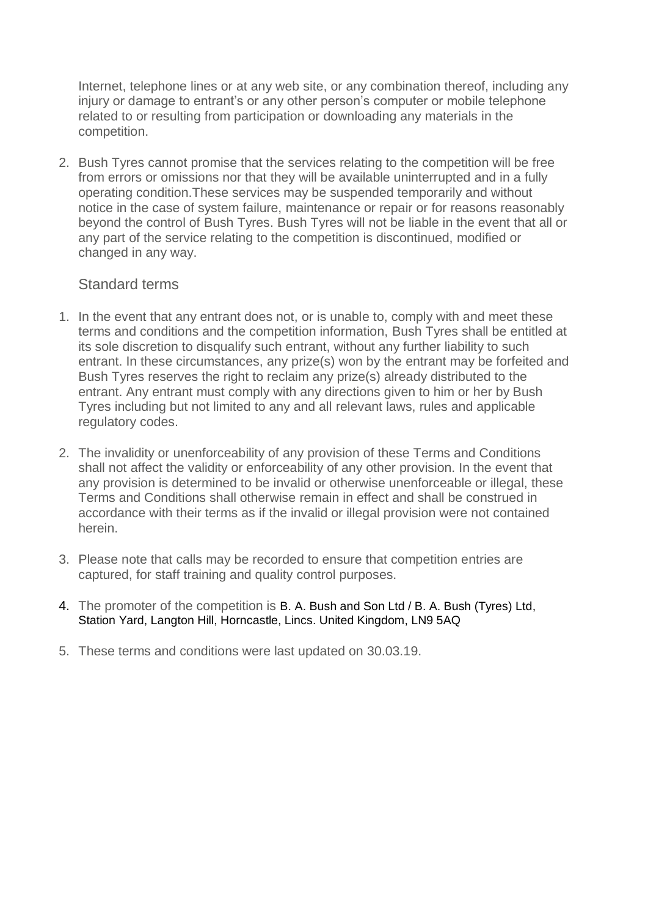Internet, telephone lines or at any web site, or any combination thereof, including any injury or damage to entrant's or any other person's computer or mobile telephone related to or resulting from participation or downloading any materials in the competition.

2. Bush Tyres cannot promise that the services relating to the competition will be free from errors or omissions nor that they will be available uninterrupted and in a fully operating condition.These services may be suspended temporarily and without notice in the case of system failure, maintenance or repair or for reasons reasonably beyond the control of Bush Tyres. Bush Tyres will not be liable in the event that all or any part of the service relating to the competition is discontinued, modified or changed in any way.

## Standard terms

1. In the event that any entrant does not, or is unable to, comply with and meet these terms and conditions and the competition information, Bush Tyres shall be entitled at its sole discretion to disqualify such entrant, without any further liability to such entrant. In these circumstances, any prize(s) won by the entrant may be forfeited and Bush Tyres reserves the right to reclaim any prize(s) already distributed to the entrant. Any entrant must comply with any directions given to him or her by Bush Tyres including but not limited to any and all relevant laws, rules and applicable regulatory codes.
2. The invalidity or unenforceability of any provision of these Terms and Conditions shall not affect the validity or enforceability of any other provision. In the event that any provision is determined to be invalid or otherwise unenforceable or illegal, these Terms and Conditions shall otherwise remain in effect and shall be construed in accordance with their terms as if the invalid or illegal provision were not contained herein.
3. Please note that calls may be recorded to ensure that competition entries are captured, for staff training and quality control purposes.
4. The promoter of the competition is B. A. Bush and Son Ltd / B. A. Bush (Tyres) Ltd, Station Yard, Langton Hill, Horncastle, Lincs. United Kingdom, LN9 5AQ
5. These terms and conditions were last updated on 30.03.19.